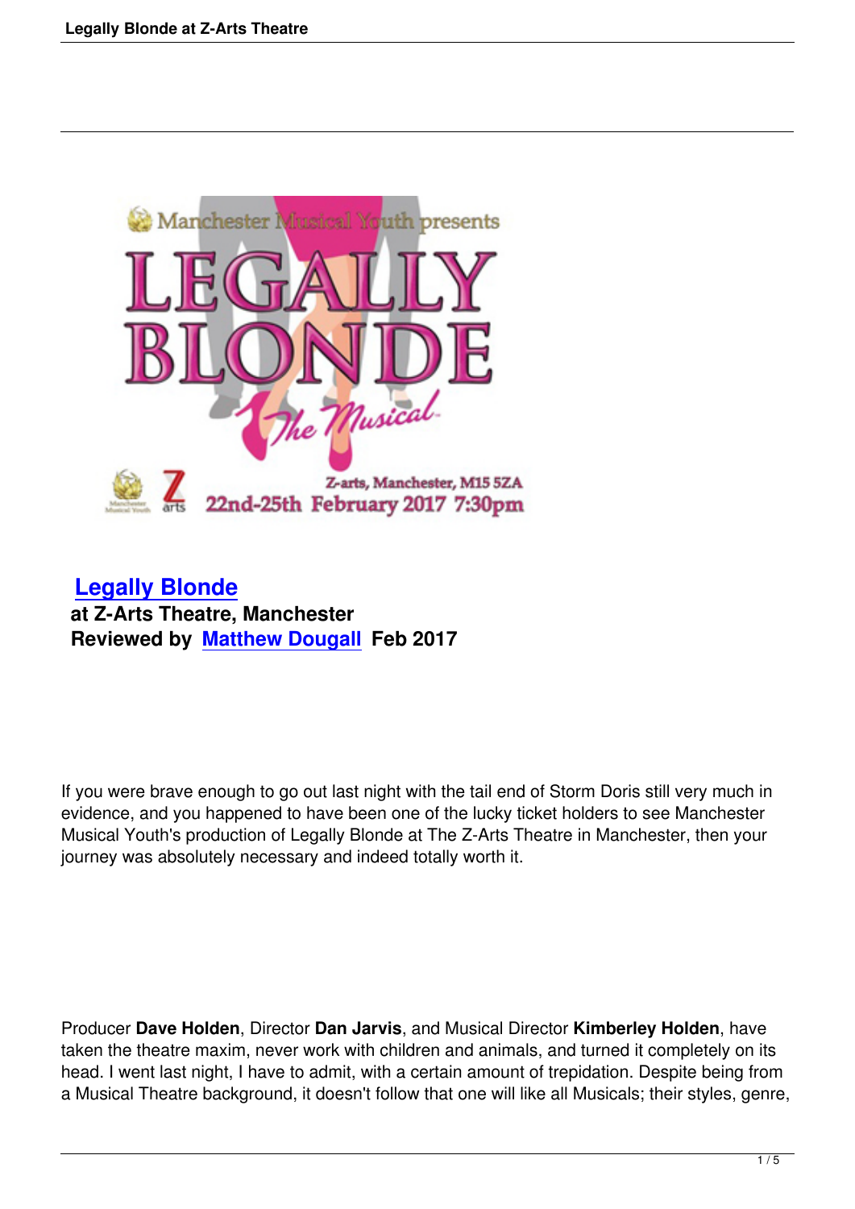## Legally Blonde

**at Z-Arts Theatre, Manchester**

**Reviewed by Matthew Dougall Feb 2017**

If you were brave enough to go out last night with the tail end of Storm Doris still very much in evidence, and you happened to have been one of the lucky ticket holders to see Manchester Musical Youth's production of Legally Blonde at The Z-Arts Theatre in Manchester, then your journey was absolutely necessary and indeed totally worth it.

Producer **Dave Holden**, Director **Dan Jarvis**, and Musical Director **Kimberley Holden**, have taken the theatre maxim, never work with children and animals, and turned it completely on its head. I went last night, I have to admit, with a certain amount of trepidation. Despite being from a Musical Theatre background, it doesn't follow that one will like all Musicals; their styles, genre,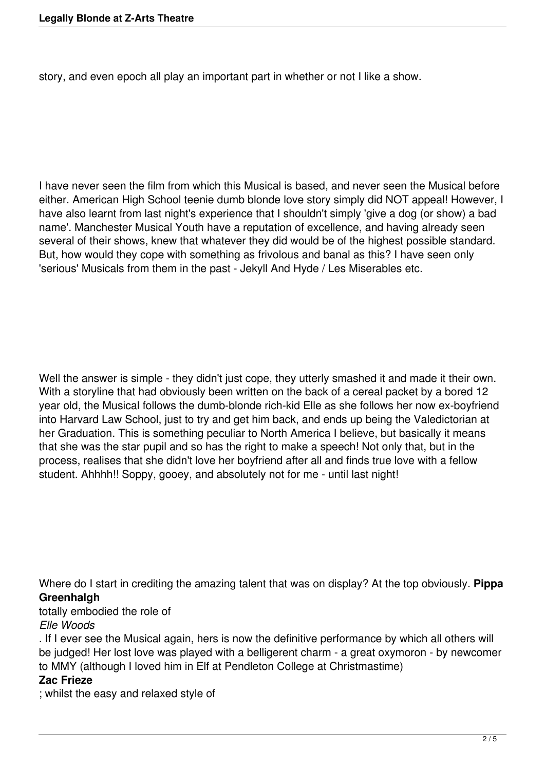story, and even epoch all play an important part in whether or not I like a show.

I have never seen the film from which this Musical is based, and never seen the Musical before either. American High School teenie dumb blonde love story simply did NOT appeal! However, I have also learnt from last night's experience that I shouldn't simply 'give a dog (or show) a bad name'. Manchester Musical Youth have a reputation of excellence, and having already seen several of their shows, knew that whatever they did would be of the highest possible standard. But, how would they cope with something as frivolous and banal as this? I have seen only 'serious' Musicals from them in the past - Jekyll And Hyde / Les Miserables etc.

Well the answer is simple - they didn't just cope, they utterly smashed it and made it their own. With a storyline that had obviously been written on the back of a cereal packet by a bored 12 year old, the Musical follows the dumb-blonde rich-kid Elle as she follows her now ex-boyfriend into Harvard Law School, just to try and get him back, and ends up being the Valedictorian at her Graduation. This is something peculiar to North America I believe, but basically it means that she was the star pupil and so has the right to make a speech! Not only that, but in the process, realises that she didn't love her boyfriend after all and finds true love with a fellow student. Ahhhh!! Soppy, gooey, and absolutely not for me - until last night!

Where do I start in crediting the amazing talent that was on display? At the top obviously. **Pippa Greenhalgh** totally embodied the role of *Elle Woods*. If I ever see the Musical again, hers is now the definitive performance by which all others will be judged! Her lost love was played with a belligerent charm - a great oxymoron - by newcomer to MMY (although I loved him in Elf at Pendleton College at Christmastime) **Zac Frieze**; whilst the easy and relaxed style of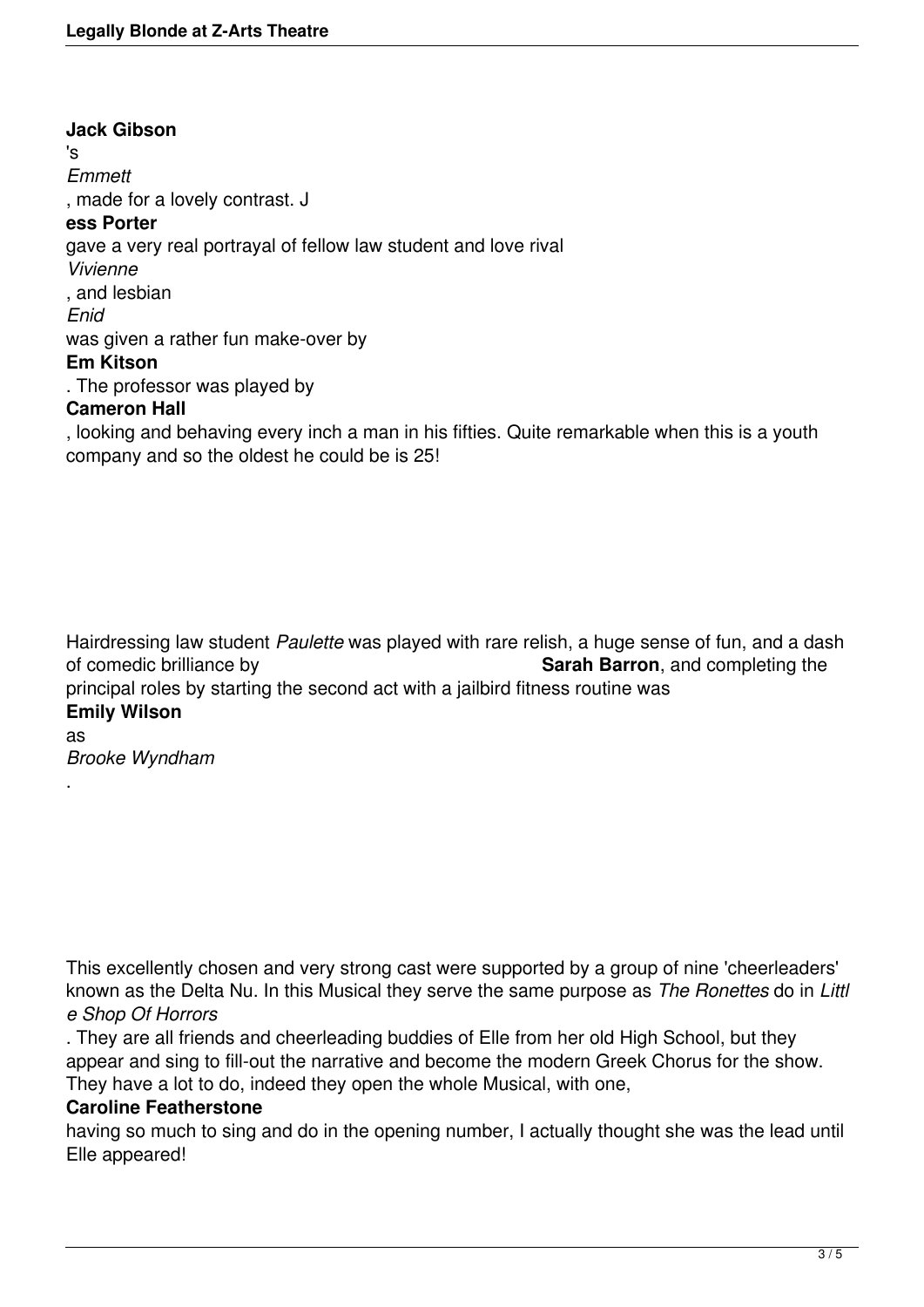**Jack Gibson**'s *Emmett*, made for a lovely contrast. **Jess Porter** gave a very real portrayal of fellow law student and love rival *Vivienne*, and lesbian *Enid* was given a rather fun make-over by **Em Kitson**. The professor was played by **Cameron Hall**, looking and behaving every inch a man in his fifties. Quite remarkable when this is a youth company and so the oldest he could be is 25!

Hairdressing law student *Paulette* was played with rare relish, a huge sense of fun, and a dash of comedic brilliance by **Sarah Barron**, and completing the principal roles by starting the second act with a jailbird fitness routine was **Emily Wilson** as *Brooke Wyndham*.

This excellently chosen and very strong cast were supported by a group of nine 'cheerleaders' known as the Delta Nu. In this Musical they serve the same purpose as *The Ronettes* do in *Little Shop Of Horrors*. They are all friends and cheerleading buddies of Elle from her old High School, but they appear and sing to fill-out the narrative and become the modern Greek Chorus for the show. They have a lot to do, indeed they open the whole Musical, with one, **Caroline Featherstone** having so much to sing and do in the opening number, I actually thought she was the lead until Elle appeared!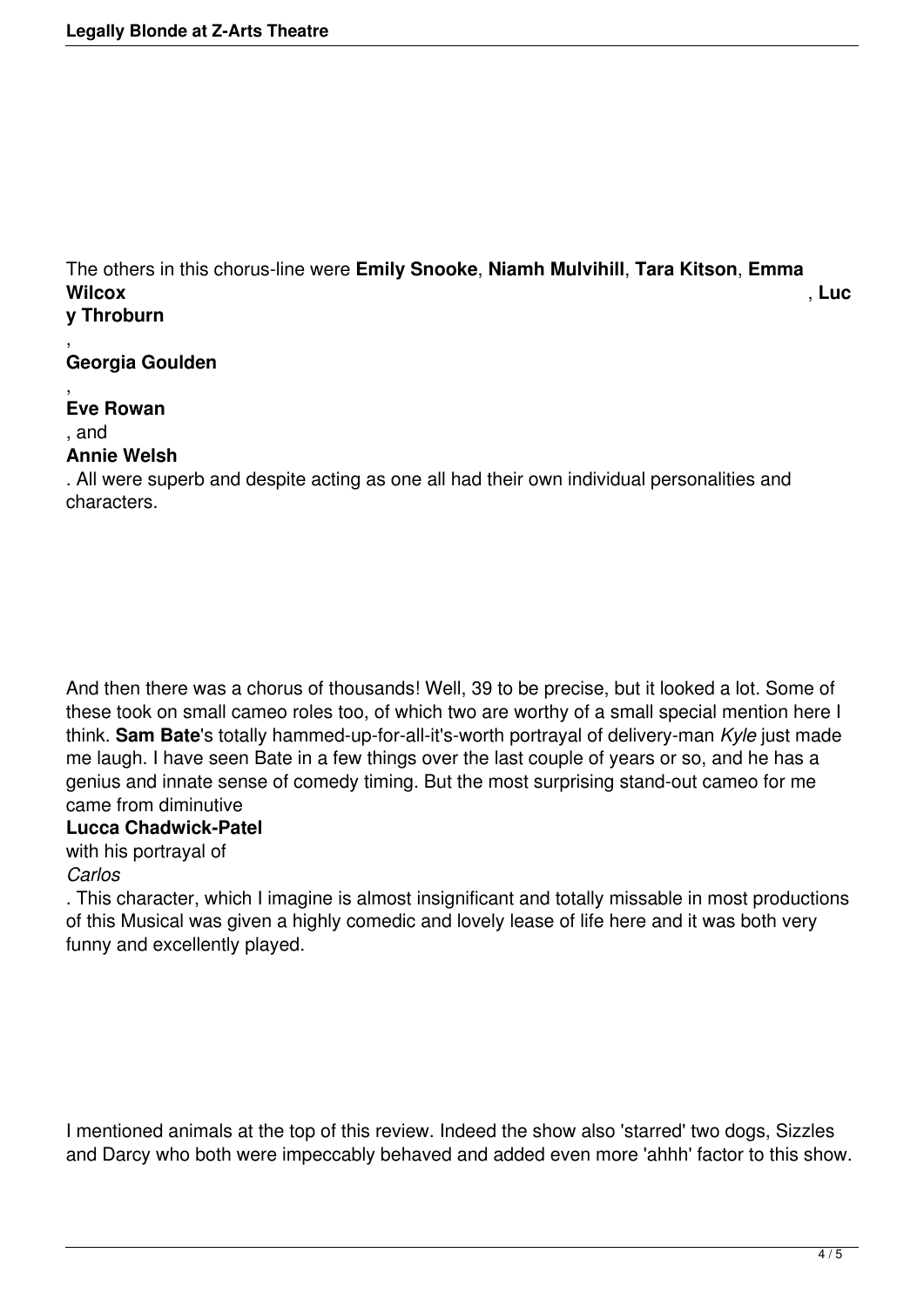The others in this chorus-line were **Emily Snooke**, **Niamh Mulvihill**, **Tara Kitson**, **Emma Wilcox**, **Lucy Throburn**, **Georgia Goulden**, **Eve Rowan**, and **Annie Welsh**. All were superb and despite acting as one all had their own individual personalities and characters.

And then there was a chorus of thousands! Well, 39 to be precise, but it looked a lot. Some of these took on small cameo roles too, of which two are worthy of a small special mention here I think. **Sam Bate**'s totally hammed-up-for-all-it's-worth portrayal of delivery-man *Kyle* just made me laugh. I have seen Bate in a few things over the last couple of years or so, and he has a genius and innate sense of comedy timing. But the most surprising stand-out cameo for me came from diminutive **Lucca Chadwick-Patel** with his portrayal of *Carlos*. This character, which I imagine is almost insignificant and totally missable in most productions of this Musical was given a highly comedic and lovely lease of life here and it was both very funny and excellently played.

I mentioned animals at the top of this review. Indeed the show also 'starred' two dogs, Sizzles and Darcy who both were impeccably behaved and added even more 'ahhh' factor to this show.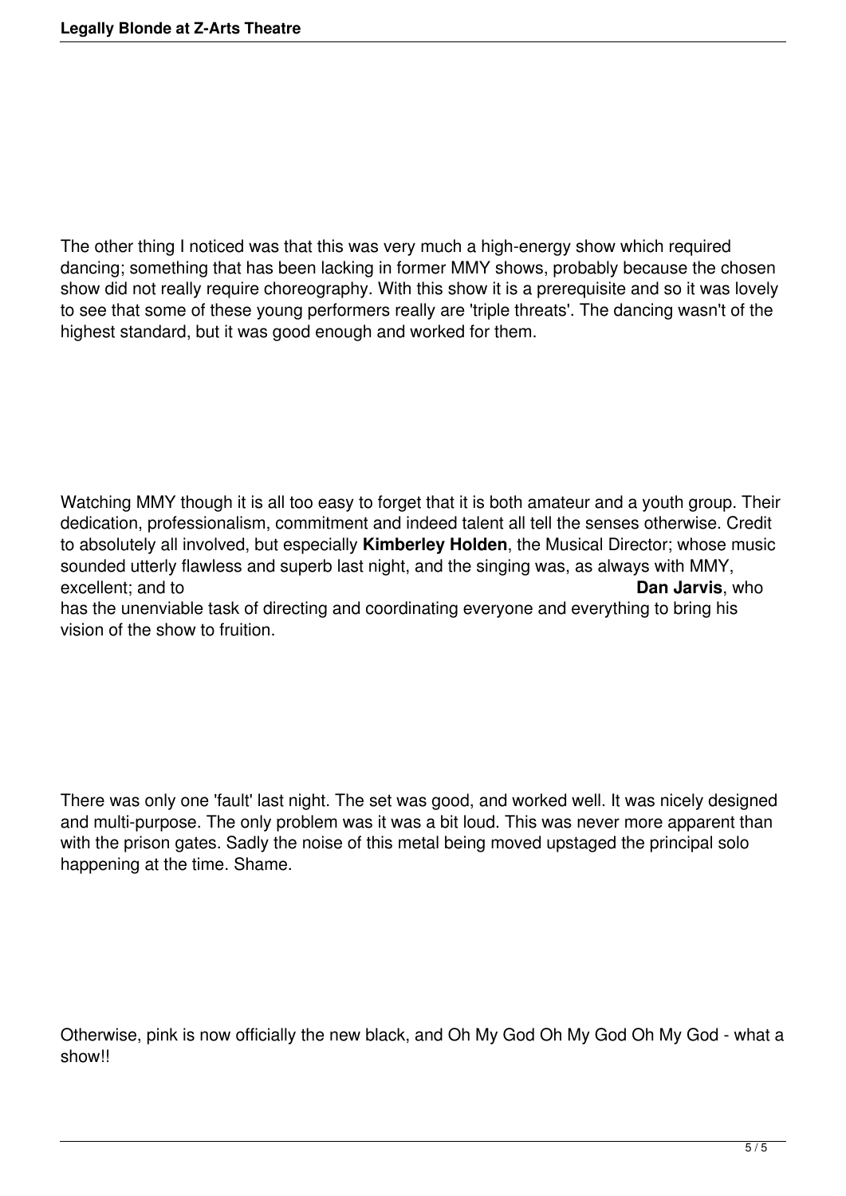The other thing I noticed was that this was very much a high-energy show which required dancing; something that has been lacking in former MMY shows, probably because the chosen show did not really require choreography. With this show it is a prerequisite and so it was lovely to see that some of these young performers really are 'triple threats'. The dancing wasn't of the highest standard, but it was good enough and worked for them.

Watching MMY though it is all too easy to forget that it is both amateur and a youth group. Their dedication, professionalism, commitment and indeed talent all tell the senses otherwise. Credit to absolutely all involved, but especially **Kimberley Holden**, the Musical Director; whose music sounded utterly flawless and superb last night, and the singing was, as always with MMY, excellent; and to **Dan Jarvis**, who has the unenviable task of directing and coordinating everyone and everything to bring his vision of the show to fruition.

There was only one 'fault' last night. The set was good, and worked well. It was nicely designed and multi-purpose. The only problem was it was a bit loud. This was never more apparent than with the prison gates. Sadly the noise of this metal being moved upstaged the principal solo happening at the time. Shame.

Otherwise, pink is now officially the new black, and Oh My God Oh My God Oh My God - what a show!!